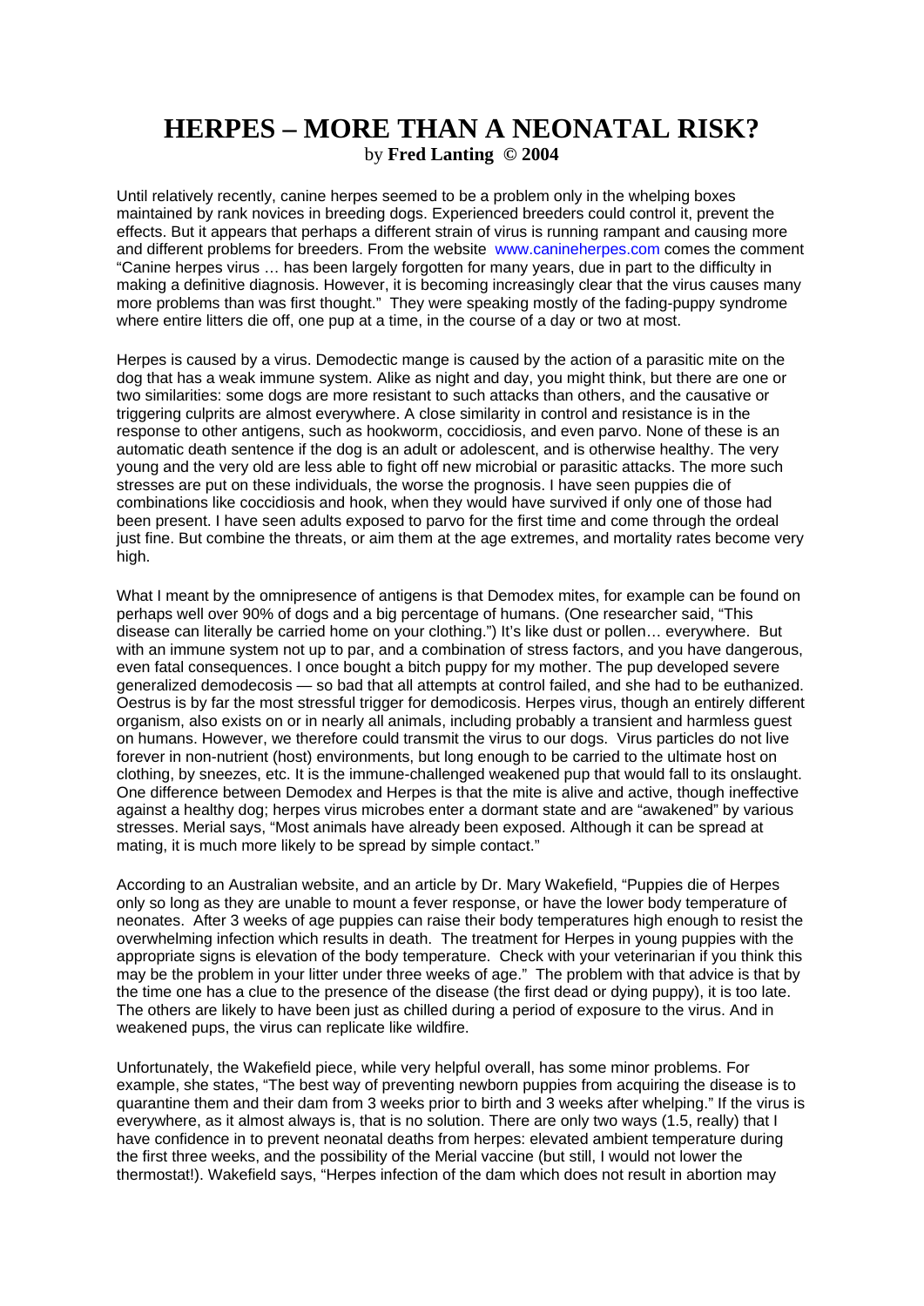# HERPES – MORE THAN A NEONATAL RISK?

by **Fred Lanting © 2004**

Until relatively recently, canine herpes seemed to be a problem only in the whelping boxes maintained by rank novices in breeding dogs. Experienced breeders could control it, prevent the effects. But it appears that perhaps a different strain of virus is running rampant and causing more and different problems for breeders. From the website www.canineherpes.com comes the comment "Canine herpes virus … has been largely forgotten for many years, due in part to the difficulty in making a definitive diagnosis. However, it is becoming increasingly clear that the virus causes many more problems than was first thought." They were speaking mostly of the fading-puppy syndrome where entire litters die off, one pup at a time, in the course of a day or two at most.

Herpes is caused by a virus. Demodectic mange is caused by the action of a parasitic mite on the dog that has a weak immune system. Alike as night and day, you might think, but there are one or two similarities: some dogs are more resistant to such attacks than others, and the causative or triggering culprits are almost everywhere. A close similarity in control and resistance is in the response to other antigens, such as hookworm, coccidiosis, and even parvo. None of these is an automatic death sentence if the dog is an adult or adolescent, and is otherwise healthy. The very young and the very old are less able to fight off new microbial or parasitic attacks. The more such stresses are put on these individuals, the worse the prognosis. I have seen puppies die of combinations like coccidiosis and hook, when they would have survived if only one of those had been present. I have seen adults exposed to parvo for the first time and come through the ordeal just fine. But combine the threats, or aim them at the age extremes, and mortality rates become very high.

What I meant by the omnipresence of antigens is that Demodex mites, for example can be found on perhaps well over 90% of dogs and a big percentage of humans. (One researcher said, "This disease can literally be carried home on your clothing.") It's like dust or pollen… everywhere. But with an immune system not up to par, and a combination of stress factors, and you have dangerous, even fatal consequences. I once bought a bitch puppy for my mother. The pup developed severe generalized demodecosis — so bad that all attempts at control failed, and she had to be euthanized. Oestrus is by far the most stressful trigger for demodicosis. Herpes virus, though an entirely different organism, also exists on or in nearly all animals, including probably a transient and harmless guest on humans. However, we therefore could transmit the virus to our dogs. Virus particles do not live forever in non-nutrient (host) environments, but long enough to be carried to the ultimate host on clothing, by sneezes, etc. It is the immune-challenged weakened pup that would fall to its onslaught. One difference between Demodex and Herpes is that the mite is alive and active, though ineffective against a healthy dog; herpes virus microbes enter a dormant state and are "awakened" by various stresses. Merial says, "Most animals have already been exposed. Although it can be spread at mating, it is much more likely to be spread by simple contact."

According to an Australian website, and an article by Dr. Mary Wakefield, "Puppies die of Herpes only so long as they are unable to mount a fever response, or have the lower body temperature of neonates. After 3 weeks of age puppies can raise their body temperatures high enough to resist the overwhelming infection which results in death. The treatment for Herpes in young puppies with the appropriate signs is elevation of the body temperature. Check with your veterinarian if you think this may be the problem in your litter under three weeks of age." The problem with that advice is that by the time one has a clue to the presence of the disease (the first dead or dying puppy), it is too late. The others are likely to have been just as chilled during a period of exposure to the virus. And in weakened pups, the virus can replicate like wildfire.

Unfortunately, the Wakefield piece, while very helpful overall, has some minor problems. For example, she states, "The best way of preventing newborn puppies from acquiring the disease is to quarantine them and their dam from 3 weeks prior to birth and 3 weeks after whelping." If the virus is everywhere, as it almost always is, that is no solution. There are only two ways (1.5, really) that I have confidence in to prevent neonatal deaths from herpes: elevated ambient temperature during the first three weeks, and the possibility of the Merial vaccine (but still, I would not lower the thermostat!). Wakefield says, "Herpes infection of the dam which does not result in abortion may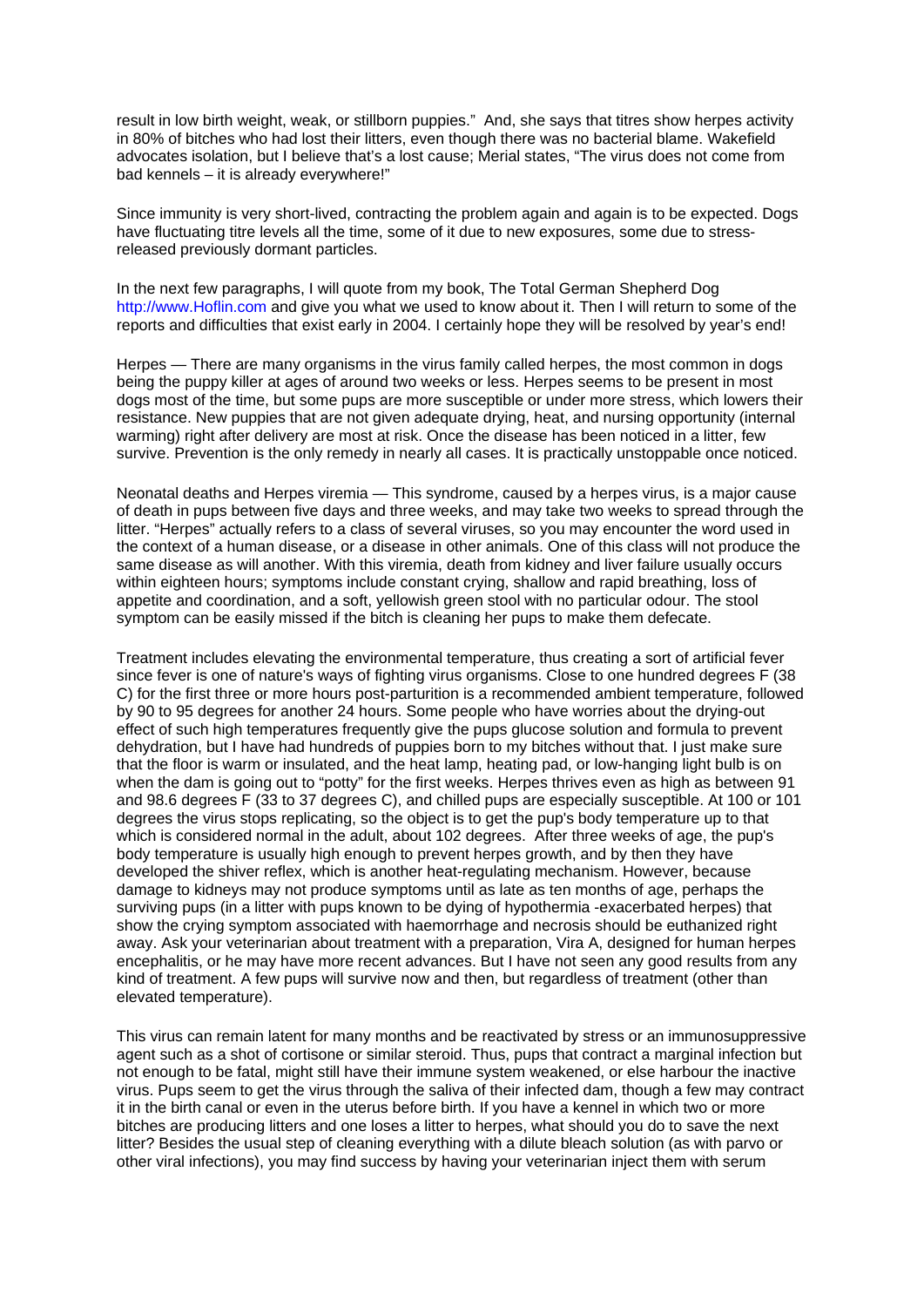result in low birth weight, weak, or stillborn puppies." And, she says that titres show herpes activity in 80% of bitches who had lost their litters, even though there was no bacterial blame. Wakefield advocates isolation, but I believe that's a lost cause; Merial states, "The virus does not come from bad kennels – it is already everywhere!"

Since immunity is very short-lived, contracting the problem again and again is to be expected. Dogs have fluctuating titre levels all the time, some of it due to new exposures, some due to stress-released previously dormant particles.

In the next few paragraphs, I will quote from my book, The Total German Shepherd Dog http://www.Hoflin.com and give you what we used to know about it. Then I will return to some of the reports and difficulties that exist early in 2004. I certainly hope they will be resolved by year's end!

Herpes — There are many organisms in the virus family called herpes, the most common in dogs being the puppy killer at ages of around two weeks or less. Herpes seems to be present in most dogs most of the time, but some pups are more susceptible or under more stress, which lowers their resistance. New puppies that are not given adequate drying, heat, and nursing opportunity (internal warming) right after delivery are most at risk. Once the disease has been noticed in a litter, few survive. Prevention is the only remedy in nearly all cases. It is practically unstoppable once noticed.

Neonatal deaths and Herpes viremia — This syndrome, caused by a herpes virus, is a major cause of death in pups between five days and three weeks, and may take two weeks to spread through the litter. "Herpes" actually refers to a class of several viruses, so you may encounter the word used in the context of a human disease, or a disease in other animals. One of this class will not produce the same disease as will another. With this viremia, death from kidney and liver failure usually occurs within eighteen hours; symptoms include constant crying, shallow and rapid breathing, loss of appetite and coordination, and a soft, yellowish green stool with no particular odour. The stool symptom can be easily missed if the bitch is cleaning her pups to make them defecate.

Treatment includes elevating the environmental temperature, thus creating a sort of artificial fever since fever is one of nature's ways of fighting virus organisms. Close to one hundred degrees F (38 C) for the first three or more hours post-parturition is a recommended ambient temperature, followed by 90 to 95 degrees for another 24 hours. Some people who have worries about the drying-out effect of such high temperatures frequently give the pups glucose solution and formula to prevent dehydration, but I have had hundreds of puppies born to my bitches without that. I just make sure that the floor is warm or insulated, and the heat lamp, heating pad, or low-hanging light bulb is on when the dam is going out to "potty" for the first weeks. Herpes thrives even as high as between 91 and 98.6 degrees F (33 to 37 degrees C), and chilled pups are especially susceptible. At 100 or 101 degrees the virus stops replicating, so the object is to get the pup's body temperature up to that which is considered normal in the adult, about 102 degrees. After three weeks of age, the pup's body temperature is usually high enough to prevent herpes growth, and by then they have developed the shiver reflex, which is another heat-regulating mechanism. However, because damage to kidneys may not produce symptoms until as late as ten months of age, perhaps the surviving pups (in a litter with pups known to be dying of hypothermia -exacerbated herpes) that show the crying symptom associated with haemorrhage and necrosis should be euthanized right away. Ask your veterinarian about treatment with a preparation, Vira A, designed for human herpes encephalitis, or he may have more recent advances. But I have not seen any good results from any kind of treatment. A few pups will survive now and then, but regardless of treatment (other than elevated temperature).

This virus can remain latent for many months and be reactivated by stress or an immunosuppressive agent such as a shot of cortisone or similar steroid. Thus, pups that contract a marginal infection but not enough to be fatal, might still have their immune system weakened, or else harbour the inactive virus. Pups seem to get the virus through the saliva of their infected dam, though a few may contract it in the birth canal or even in the uterus before birth. If you have a kennel in which two or more bitches are producing litters and one loses a litter to herpes, what should you do to save the next litter? Besides the usual step of cleaning everything with a dilute bleach solution (as with parvo or other viral infections), you may find success by having your veterinarian inject them with serum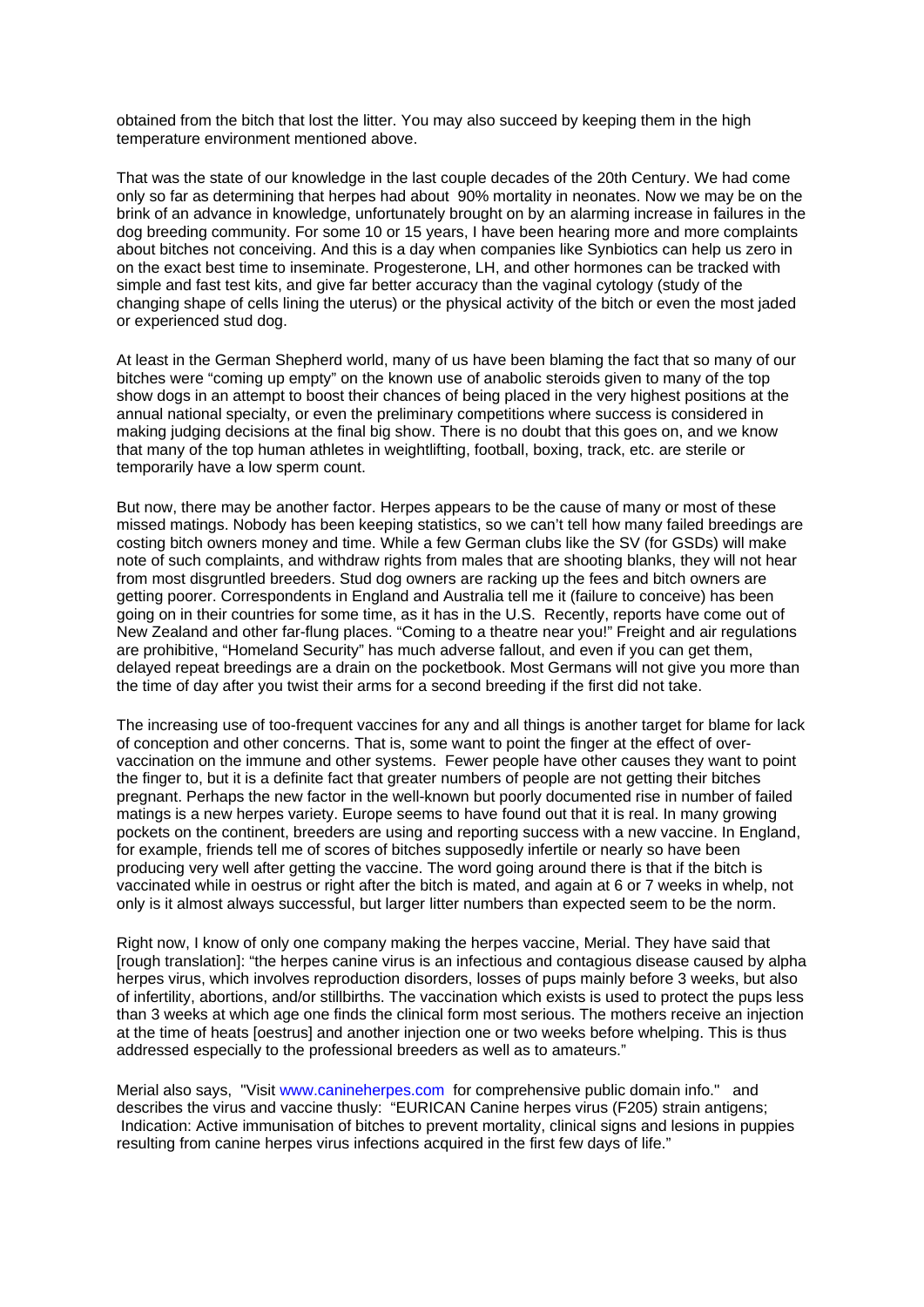obtained from the bitch that lost the litter. You may also succeed by keeping them in the high temperature environment mentioned above.

That was the state of our knowledge in the last couple decades of the 20th Century. We had come only so far as determining that herpes had about 90% mortality in neonates. Now we may be on the brink of an advance in knowledge, unfortunately brought on by an alarming increase in failures in the dog breeding community. For some 10 or 15 years, I have been hearing more and more complaints about bitches not conceiving. And this is a day when companies like Synbiotics can help us zero in on the exact best time to inseminate. Progesterone, LH, and other hormones can be tracked with simple and fast test kits, and give far better accuracy than the vaginal cytology (study of the changing shape of cells lining the uterus) or the physical activity of the bitch or even the most jaded or experienced stud dog.

At least in the German Shepherd world, many of us have been blaming the fact that so many of our bitches were "coming up empty" on the known use of anabolic steroids given to many of the top show dogs in an attempt to boost their chances of being placed in the very highest positions at the annual national specialty, or even the preliminary competitions where success is considered in making judging decisions at the final big show. There is no doubt that this goes on, and we know that many of the top human athletes in weightlifting, football, boxing, track, etc. are sterile or temporarily have a low sperm count.

But now, there may be another factor. Herpes appears to be the cause of many or most of these missed matings. Nobody has been keeping statistics, so we can't tell how many failed breedings are costing bitch owners money and time. While a few German clubs like the SV (for GSDs) will make note of such complaints, and withdraw rights from males that are shooting blanks, they will not hear from most disgruntled breeders. Stud dog owners are racking up the fees and bitch owners are getting poorer. Correspondents in England and Australia tell me it (failure to conceive) has been going on in their countries for some time, as it has in the U.S. Recently, reports have come out of New Zealand and other far-flung places. "Coming to a theatre near you!" Freight and air regulations are prohibitive, "Homeland Security" has much adverse fallout, and even if you can get them, delayed repeat breedings are a drain on the pocketbook. Most Germans will not give you more than the time of day after you twist their arms for a second breeding if the first did not take.

The increasing use of too-frequent vaccines for any and all things is another target for blame for lack of conception and other concerns. That is, some want to point the finger at the effect of over-vaccination on the immune and other systems. Fewer people have other causes they want to point the finger to, but it is a definite fact that greater numbers of people are not getting their bitches pregnant. Perhaps the new factor in the well-known but poorly documented rise in number of failed matings is a new herpes variety. Europe seems to have found out that it is real. In many growing pockets on the continent, breeders are using and reporting success with a new vaccine. In England, for example, friends tell me of scores of bitches supposedly infertile or nearly so have been producing very well after getting the vaccine. The word going around there is that if the bitch is vaccinated while in oestrus or right after the bitch is mated, and again at 6 or 7 weeks in whelp, not only is it almost always successful, but larger litter numbers than expected seem to be the norm.

Right now, I know of only one company making the herpes vaccine, Merial. They have said that [rough translation]: "the herpes canine virus is an infectious and contagious disease caused by alpha herpes virus, which involves reproduction disorders, losses of pups mainly before 3 weeks, but also of infertility, abortions, and/or stillbirths. The vaccination which exists is used to protect the pups less than 3 weeks at which age one finds the clinical form most serious. The mothers receive an injection at the time of heats [oestrus] and another injection one or two weeks before whelping. This is thus addressed especially to the professional breeders as well as to amateurs."

Merial also says, "Visit www.canineherpes.com for comprehensive public domain info." and describes the virus and vaccine thusly: "EURICAN Canine herpes virus (F205) strain antigens; Indication: Active immunisation of bitches to prevent mortality, clinical signs and lesions in puppies resulting from canine herpes virus infections acquired in the first few days of life."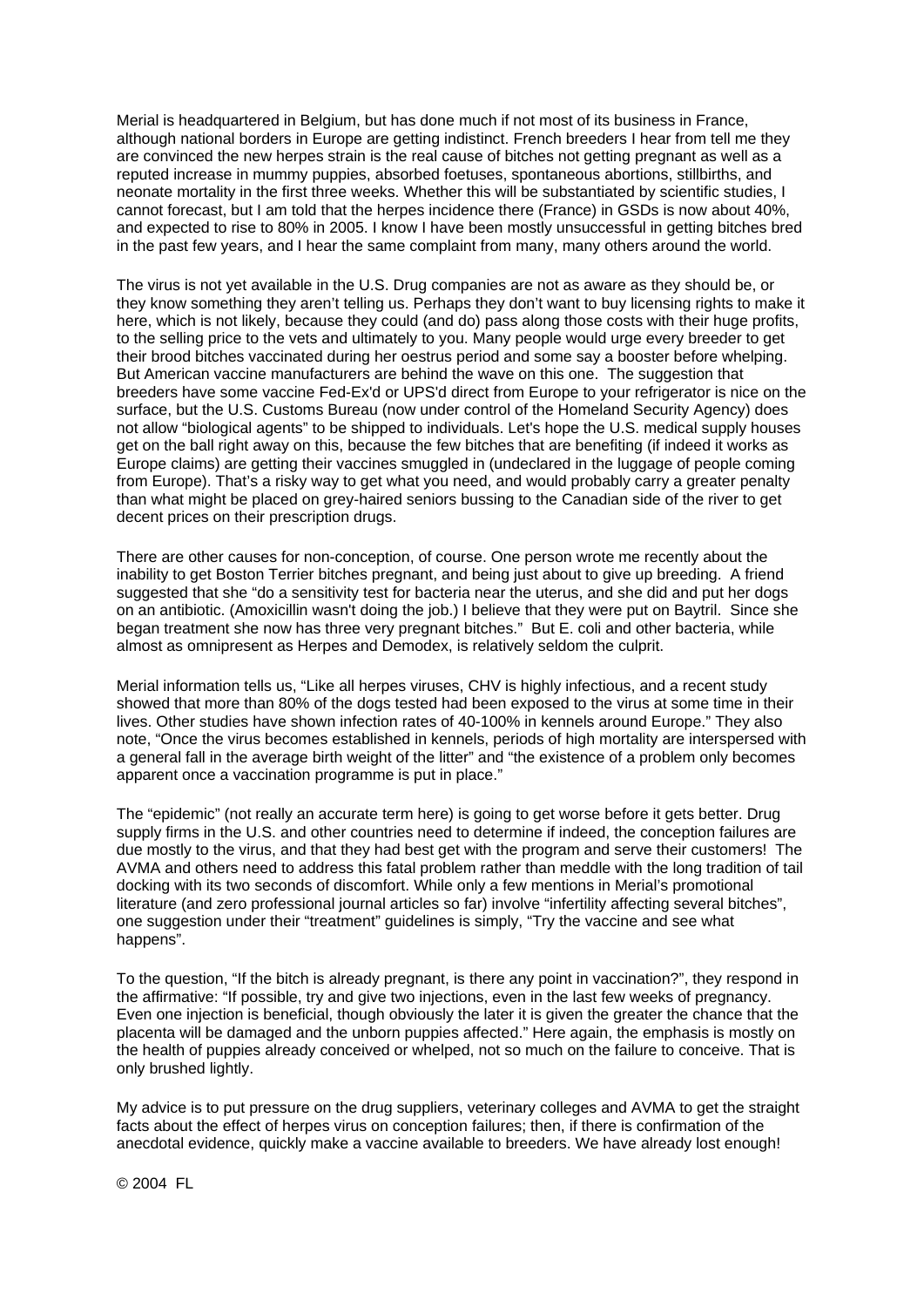Merial is headquartered in Belgium, but has done much if not most of its business in France, although national borders in Europe are getting indistinct. French breeders I hear from tell me they are convinced the new herpes strain is the real cause of bitches not getting pregnant as well as a reputed increase in mummy puppies, absorbed foetuses, spontaneous abortions, stillbirths, and neonate mortality in the first three weeks. Whether this will be substantiated by scientific studies, I cannot forecast, but I am told that the herpes incidence there (France) in GSDs is now about 40%, and expected to rise to 80% in 2005. I know I have been mostly unsuccessful in getting bitches bred in the past few years, and I hear the same complaint from many, many others around the world.

The virus is not yet available in the U.S. Drug companies are not as aware as they should be, or they know something they aren't telling us. Perhaps they don't want to buy licensing rights to make it here, which is not likely, because they could (and do) pass along those costs with their huge profits, to the selling price to the vets and ultimately to you. Many people would urge every breeder to get their brood bitches vaccinated during her oestrus period and some say a booster before whelping. But American vaccine manufacturers are behind the wave on this one. The suggestion that breeders have some vaccine Fed-Ex'd or UPS'd direct from Europe to your refrigerator is nice on the surface, but the U.S. Customs Bureau (now under control of the Homeland Security Agency) does not allow "biological agents" to be shipped to individuals. Let's hope the U.S. medical supply houses get on the ball right away on this, because the few bitches that are benefiting (if indeed it works as Europe claims) are getting their vaccines smuggled in (undeclared in the luggage of people coming from Europe). That's a risky way to get what you need, and would probably carry a greater penalty than what might be placed on grey-haired seniors bussing to the Canadian side of the river to get decent prices on their prescription drugs.

There are other causes for non-conception, of course. One person wrote me recently about the inability to get Boston Terrier bitches pregnant, and being just about to give up breeding. A friend suggested that she "do a sensitivity test for bacteria near the uterus, and she did and put her dogs on an antibiotic. (Amoxicillin wasn't doing the job.) I believe that they were put on Baytril. Since she began treatment she now has three very pregnant bitches." But E. coli and other bacteria, while almost as omnipresent as Herpes and Demodex, is relatively seldom the culprit.

Merial information tells us, "Like all herpes viruses, CHV is highly infectious, and a recent study showed that more than 80% of the dogs tested had been exposed to the virus at some time in their lives. Other studies have shown infection rates of 40-100% in kennels around Europe." They also note, "Once the virus becomes established in kennels, periods of high mortality are interspersed with a general fall in the average birth weight of the litter" and "the existence of a problem only becomes apparent once a vaccination programme is put in place."

The "epidemic" (not really an accurate term here) is going to get worse before it gets better. Drug supply firms in the U.S. and other countries need to determine if indeed, the conception failures are due mostly to the virus, and that they had best get with the program and serve their customers! The AVMA and others need to address this fatal problem rather than meddle with the long tradition of tail docking with its two seconds of discomfort. While only a few mentions in Merial's promotional literature (and zero professional journal articles so far) involve "infertility affecting several bitches", one suggestion under their "treatment" guidelines is simply, "Try the vaccine and see what happens".

To the question, "If the bitch is already pregnant, is there any point in vaccination?", they respond in the affirmative: "If possible, try and give two injections, even in the last few weeks of pregnancy. Even one injection is beneficial, though obviously the later it is given the greater the chance that the placenta will be damaged and the unborn puppies affected." Here again, the emphasis is mostly on the health of puppies already conceived or whelped, not so much on the failure to conceive. That is only brushed lightly.

My advice is to put pressure on the drug suppliers, veterinary colleges and AVMA to get the straight facts about the effect of herpes virus on conception failures; then, if there is confirmation of the anecdotal evidence, quickly make a vaccine available to breeders. We have already lost enough!

© 2004 FL